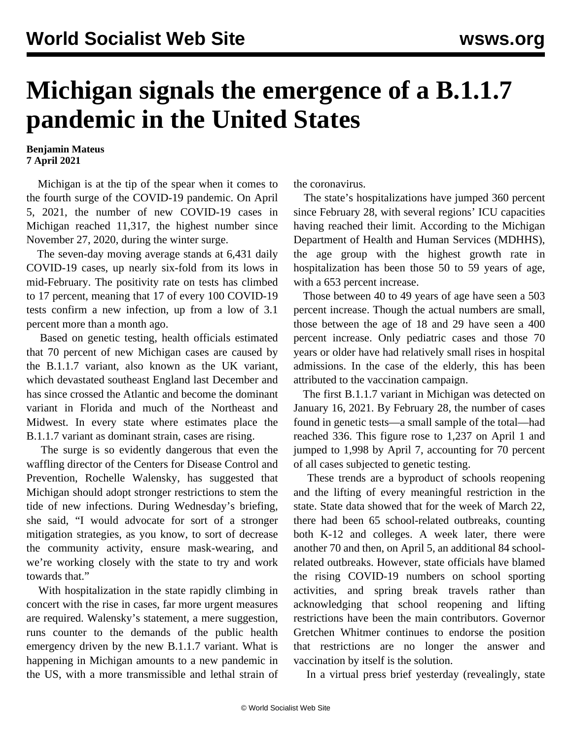# Michigan signals the emergence of a B.1.1.7 pandemic in the United States

**Benjamin Mateus**
**7 April 2021**

Michigan is at the tip of the spear when it comes to the fourth surge of the COVID-19 pandemic. On April 5, 2021, the number of new COVID-19 cases in Michigan reached 11,317, the highest number since November 27, 2020, during the winter surge.

The seven-day moving average stands at 6,431 daily COVID-19 cases, up nearly six-fold from its lows in mid-February. The positivity rate on tests has climbed to 17 percent, meaning that 17 of every 100 COVID-19 tests confirm a new infection, up from a low of 3.1 percent more than a month ago.

Based on genetic testing, health officials estimated that 70 percent of new Michigan cases are caused by the B.1.1.7 variant, also known as the UK variant, which devastated southeast England last December and has since crossed the Atlantic and become the dominant variant in Florida and much of the Northeast and Midwest. In every state where estimates place the B.1.1.7 variant as dominant strain, cases are rising.

The surge is so evidently dangerous that even the waffling director of the Centers for Disease Control and Prevention, Rochelle Walensky, has suggested that Michigan should adopt stronger restrictions to stem the tide of new infections. During Wednesday's briefing, she said, "I would advocate for sort of a stronger mitigation strategies, as you know, to sort of decrease the community activity, ensure mask-wearing, and we're working closely with the state to try and work towards that."

With hospitalization in the state rapidly climbing in concert with the rise in cases, far more urgent measures are required. Walensky's statement, a mere suggestion, runs counter to the demands of the public health emergency driven by the new B.1.1.7 variant. What is happening in Michigan amounts to a new pandemic in the US, with a more transmissible and lethal strain of the coronavirus.

The state's hospitalizations have jumped 360 percent since February 28, with several regions' ICU capacities having reached their limit. According to the Michigan Department of Health and Human Services (MDHHS), the age group with the highest growth rate in hospitalization has been those 50 to 59 years of age, with a 653 percent increase.

Those between 40 to 49 years of age have seen a 503 percent increase. Though the actual numbers are small, those between the age of 18 and 29 have seen a 400 percent increase. Only pediatric cases and those 70 years or older have had relatively small rises in hospital admissions. In the case of the elderly, this has been attributed to the vaccination campaign.

The first B.1.1.7 variant in Michigan was detected on January 16, 2021. By February 28, the number of cases found in genetic tests—a small sample of the total—had reached 336. This figure rose to 1,237 on April 1 and jumped to 1,998 by April 7, accounting for 70 percent of all cases subjected to genetic testing.

These trends are a byproduct of schools reopening and the lifting of every meaningful restriction in the state. State data showed that for the week of March 22, there had been 65 school-related outbreaks, counting both K-12 and colleges. A week later, there were another 70 and then, on April 5, an additional 84 school-related outbreaks. However, state officials have blamed the rising COVID-19 numbers on school sporting activities, and spring break travels rather than acknowledging that school reopening and lifting restrictions have been the main contributors. Governor Gretchen Whitmer continues to endorse the position that restrictions are no longer the answer and vaccination by itself is the solution.

In a virtual press brief yesterday (revealingly, state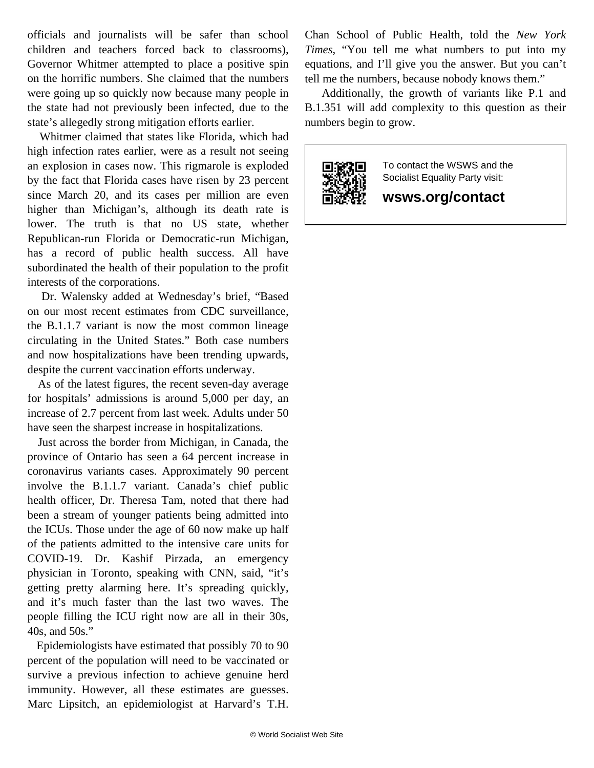officials and journalists will be safer than school children and teachers forced back to classrooms), Governor Whitmer attempted to place a positive spin on the horrific numbers. She claimed that the numbers were going up so quickly now because many people in the state had not previously been infected, due to the state's allegedly strong mitigation efforts earlier.

Whitmer claimed that states like Florida, which had high infection rates earlier, were as a result not seeing an explosion in cases now. This rigmarole is exploded by the fact that Florida cases have risen by 23 percent since March 20, and its cases per million are even higher than Michigan's, although its death rate is lower. The truth is that no US state, whether Republican-run Florida or Democratic-run Michigan, has a record of public health success. All have subordinated the health of their population to the profit interests of the corporations.

Dr. Walensky added at Wednesday's brief, "Based on our most recent estimates from CDC surveillance, the B.1.1.7 variant is now the most common lineage circulating in the United States." Both case numbers and now hospitalizations have been trending upwards, despite the current vaccination efforts underway.

As of the latest figures, the recent seven-day average for hospitals' admissions is around 5,000 per day, an increase of 2.7 percent from last week. Adults under 50 have seen the sharpest increase in hospitalizations.

Just across the border from Michigan, in Canada, the province of Ontario has seen a 64 percent increase in coronavirus variants cases. Approximately 90 percent involve the B.1.1.7 variant. Canada's chief public health officer, Dr. Theresa Tam, noted that there had been a stream of younger patients being admitted into the ICUs. Those under the age of 60 now make up half of the patients admitted to the intensive care units for COVID-19. Dr. Kashif Pirzada, an emergency physician in Toronto, speaking with CNN, said, "it's getting pretty alarming here. It's spreading quickly, and it's much faster than the last two waves. The people filling the ICU right now are all in their 30s, 40s, and 50s."

Epidemiologists have estimated that possibly 70 to 90 percent of the population will need to be vaccinated or survive a previous infection to achieve genuine herd immunity. However, all these estimates are guesses. Marc Lipsitch, an epidemiologist at Harvard's T.H. Chan School of Public Health, told the *New York Times*, "You tell me what numbers to put into my equations, and I'll give you the answer. But you can't tell me the numbers, because nobody knows them."

Additionally, the growth of variants like P.1 and B.1.351 will add complexity to this question as their numbers begin to grow.

To contact the WSWS and the Socialist Equality Party visit:

**wsws.org/contact**